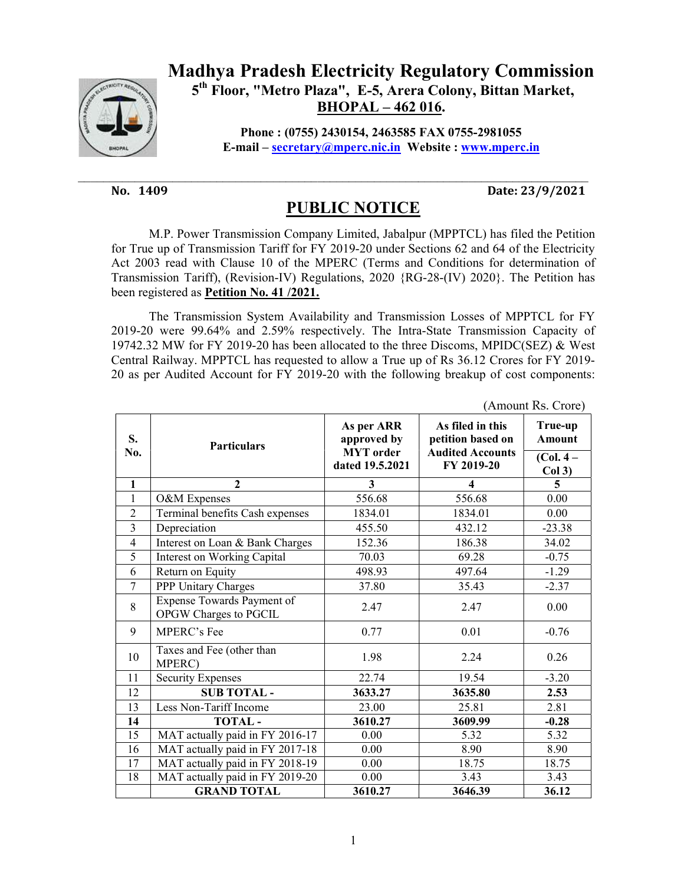# Madhya Pradesh Electricity Regulatory Commission

**5th Floor, "Metro Plaza", E-5, Arera Colony, Bittan Market, BHOPAL – 462 016.**

**Phone : (0755) 2430154, 2463585 FAX 0755-2981055**
**E-mail – secretary@mperc.nic.in Website : www.mperc.in**

**No. 1409** **Date: 23/9/2021**

## PUBLIC NOTICE

M.P. Power Transmission Company Limited, Jabalpur (MPPTCL) has filed the Petition for True up of Transmission Tariff for FY 2019-20 under Sections 62 and 64 of the Electricity Act 2003 read with Clause 10 of the MPERC (Terms and Conditions for determination of Transmission Tariff), (Revision-IV) Regulations, 2020 {RG-28-(IV) 2020}. The Petition has been registered as **Petition No. 41 /2021.**

The Transmission System Availability and Transmission Losses of MPPTCL for FY 2019-20 were 99.64% and 2.59% respectively. The Intra-State Transmission Capacity of 19742.32 MW for FY 2019-20 has been allocated to the three Discoms, MPIDC(SEZ) & West Central Railway. MPPTCL has requested to allow a True up of Rs 36.12 Crores for FY 2019-20 as per Audited Account for FY 2019-20 with the following breakup of cost components:

(Amount Rs. Crore)

| S. No. | Particulars | As per ARR approved by MYT order dated 19.5.2021 | As filed in this petition based on Audited Accounts FY 2019-20 | True-up Amount (Col. 4 – Col 3) |
|---|---|---|---|---|
| **1** | **2** | **3** | **4** | **5** |
| 1 | O&M Expenses | 556.68 | 556.68 | 0.00 |
| 2 | Terminal benefits Cash expenses | 1834.01 | 1834.01 | 0.00 |
| 3 | Depreciation | 455.50 | 432.12 | -23.38 |
| 4 | Interest on Loan & Bank Charges | 152.36 | 186.38 | 34.02 |
| 5 | Interest on Working Capital | 70.03 | 69.28 | -0.75 |
| 6 | Return on Equity | 498.93 | 497.64 | -1.29 |
| 7 | PPP Unitary Charges | 37.80 | 35.43 | -2.37 |
| 8 | Expense Towards Payment of OPGW Charges to PGCIL | 2.47 | 2.47 | 0.00 |
| 9 | MPERC's Fee | 0.77 | 0.01 | -0.76 |
| 10 | Taxes and Fee (other than MPERC) | 1.98 | 2.24 | 0.26 |
| 11 | Security Expenses | 22.74 | 19.54 | -3.20 |
| 12 | **SUB TOTAL -** | **3633.27** | **3635.80** | **2.53** |
| 13 | Less Non-Tariff Income | 23.00 | 25.81 | 2.81 |
| **14** | **TOTAL -** | **3610.27** | **3609.99** | **-0.28** |
| 15 | MAT actually paid in FY 2016-17 | 0.00 | 5.32 | 5.32 |
| 16 | MAT actually paid in FY 2017-18 | 0.00 | 8.90 | 8.90 |
| 17 | MAT actually paid in FY 2018-19 | 0.00 | 18.75 | 18.75 |
| 18 | MAT actually paid in FY 2019-20 | 0.00 | 3.43 | 3.43 |
| | **GRAND TOTAL** | **3610.27** | **3646.39** | **36.12** |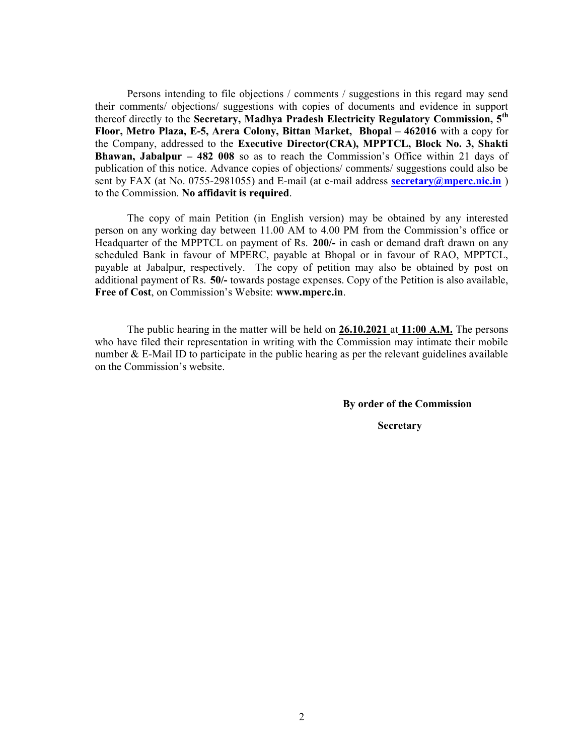Persons intending to file objections / comments / suggestions in this regard may send their comments/ objections/ suggestions with copies of documents and evidence in support thereof directly to the **Secretary, Madhya Pradesh Electricity Regulatory Commission, 5th Floor, Metro Plaza, E-5, Arera Colony, Bittan Market, Bhopal – 462016** with a copy for the Company, addressed to the **Executive Director(CRA), MPPTCL, Block No. 3, Shakti Bhawan, Jabalpur – 482 008** so as to reach the Commission's Office within 21 days of publication of this notice. Advance copies of objections/ comments/ suggestions could also be sent by FAX (at No. 0755-2981055) and E-mail (at e-mail address **secretary@mperc.nic.in** ) to the Commission. **No affidavit is required**.

The copy of main Petition (in English version) may be obtained by any interested person on any working day between 11.00 AM to 4.00 PM from the Commission's office or Headquarter of the MPPTCL on payment of Rs. **200/-** in cash or demand draft drawn on any scheduled Bank in favour of MPERC, payable at Bhopal or in favour of RAO, MPPTCL, payable at Jabalpur, respectively. The copy of petition may also be obtained by post on additional payment of Rs. **50/-** towards postage expenses. Copy of the Petition is also available, **Free of Cost**, on Commission's Website: **www.mperc.in**.

The public hearing in the matter will be held on **26.10.2021** at **11:00 A.M.** The persons who have filed their representation in writing with the Commission may intimate their mobile number & E-Mail ID to participate in the public hearing as per the relevant guidelines available on the Commission's website.

**By order of the Commission**

**Secretary**